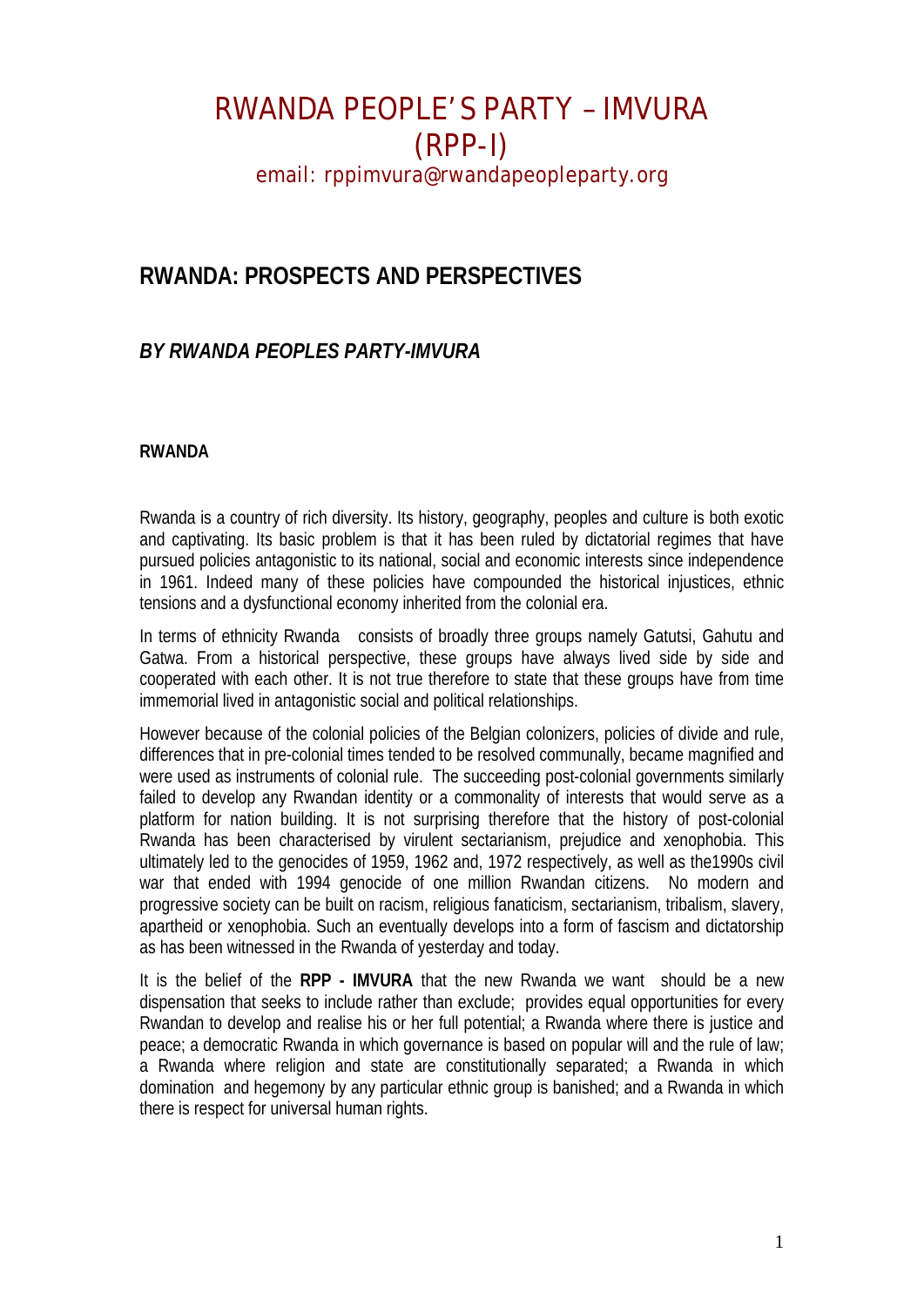# RWANDA PEOPLE'S PARTY – IMVURA (RPP-I)

email: rppimvura@rwandapeopleparty.org

## RWANDA: PROSPECTS AND PERSPECTIVES

### *BY RWANDA PEOPLES PARTY-IMVURA*

**RWANDA**

Rwanda is a country of rich diversity. Its history, geography, peoples and culture is both exotic and captivating. Its basic problem is that it has been ruled by dictatorial regimes that have pursued policies antagonistic to its national, social and economic interests since independence in 1961. Indeed many of these policies have compounded the historical injustices, ethnic tensions and a dysfunctional economy inherited from the colonial era.

In terms of ethnicity Rwanda consists of broadly three groups namely Gatutsi, Gahutu and Gatwa. From a historical perspective, these groups have always lived side by side and cooperated with each other. It is not true therefore to state that these groups have from time immemorial lived in antagonistic social and political relationships.

However because of the colonial policies of the Belgian colonizers, policies of divide and rule, differences that in pre-colonial times tended to be resolved communally, became magnified and were used as instruments of colonial rule. The succeeding post-colonial governments similarly failed to develop any Rwandan identity or a commonality of interests that would serve as a platform for nation building. It is not surprising therefore that the history of post-colonial Rwanda has been characterised by virulent sectarianism, prejudice and xenophobia. This ultimately led to the genocides of 1959, 1962 and, 1972 respectively, as well as the1990s civil war that ended with 1994 genocide of one million Rwandan citizens. No modern and progressive society can be built on racism, religious fanaticism, sectarianism, tribalism, slavery, apartheid or xenophobia. Such an eventually develops into a form of fascism and dictatorship as has been witnessed in the Rwanda of yesterday and today.

It is the belief of the **RPP - IMVURA** that the new Rwanda we want should be a new dispensation that seeks to include rather than exclude; provides equal opportunities for every Rwandan to develop and realise his or her full potential; a Rwanda where there is justice and peace; a democratic Rwanda in which governance is based on popular will and the rule of law; a Rwanda where religion and state are constitutionally separated; a Rwanda in which domination and hegemony by any particular ethnic group is banished; and a Rwanda in which there is respect for universal human rights.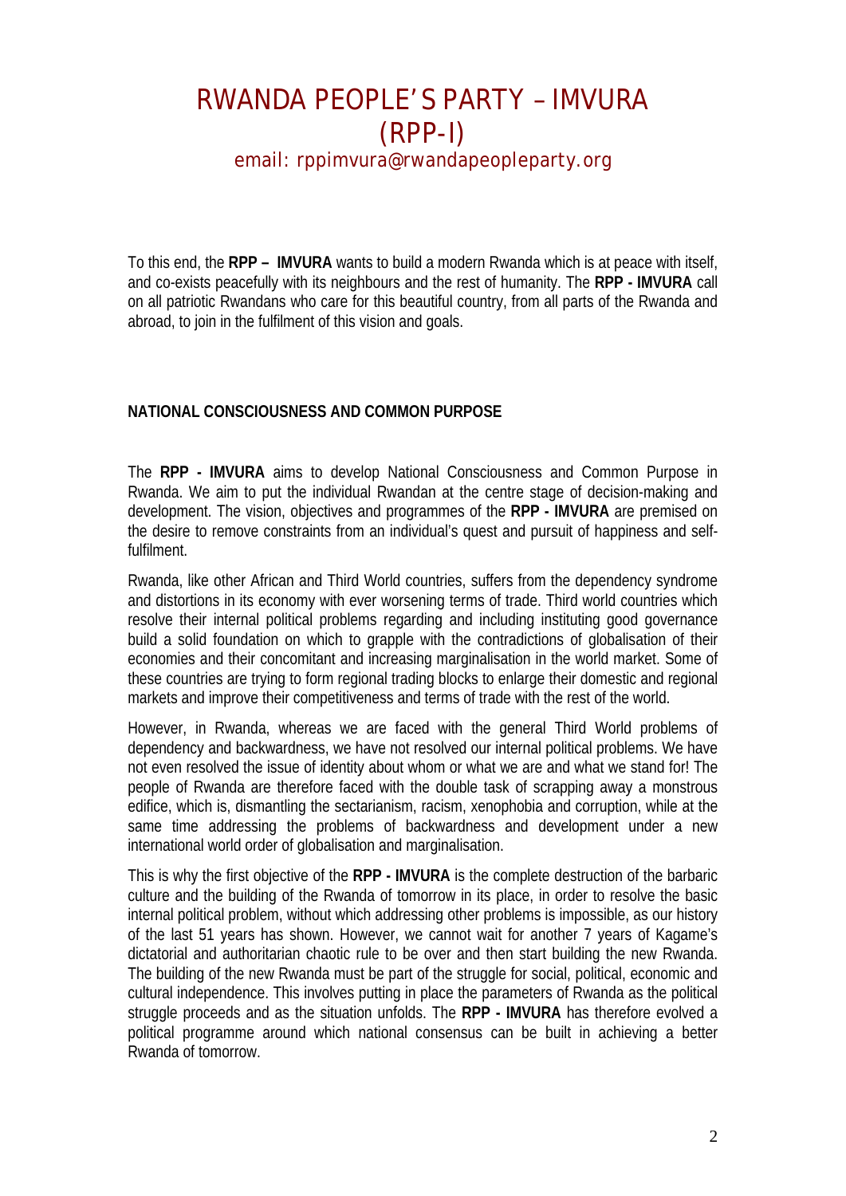# RWANDA PEOPLE'S PARTY – IMVURA (RPP-I)

email: rppimvura@rwandapeopleparty.org

To this end, the **RPP – IMVURA** wants to build a modern Rwanda which is at peace with itself, and co-exists peacefully with its neighbours and the rest of humanity. The **RPP - IMVURA** call on all patriotic Rwandans who care for this beautiful country, from all parts of the Rwanda and abroad, to join in the fulfilment of this vision and goals.

**NATIONAL CONSCIOUSNESS AND COMMON PURPOSE**

The **RPP - IMVURA** aims to develop National Consciousness and Common Purpose in Rwanda. We aim to put the individual Rwandan at the centre stage of decision-making and development. The vision, objectives and programmes of the **RPP - IMVURA** are premised on the desire to remove constraints from an individual's quest and pursuit of happiness and self-fulfilment.

Rwanda, like other African and Third World countries, suffers from the dependency syndrome and distortions in its economy with ever worsening terms of trade. Third world countries which resolve their internal political problems regarding and including instituting good governance build a solid foundation on which to grapple with the contradictions of globalisation of their economies and their concomitant and increasing marginalisation in the world market. Some of these countries are trying to form regional trading blocks to enlarge their domestic and regional markets and improve their competitiveness and terms of trade with the rest of the world.

However, in Rwanda, whereas we are faced with the general Third World problems of dependency and backwardness, we have not resolved our internal political problems. We have not even resolved the issue of identity about whom or what we are and what we stand for! The people of Rwanda are therefore faced with the double task of scrapping away a monstrous edifice, which is, dismantling the sectarianism, racism, xenophobia and corruption, while at the same time addressing the problems of backwardness and development under a new international world order of globalisation and marginalisation.

This is why the first objective of the **RPP - IMVURA** is the complete destruction of the barbaric culture and the building of the Rwanda of tomorrow in its place, in order to resolve the basic internal political problem, without which addressing other problems is impossible, as our history of the last 51 years has shown. However, we cannot wait for another 7 years of Kagame's dictatorial and authoritarian chaotic rule to be over and then start building the new Rwanda. The building of the new Rwanda must be part of the struggle for social, political, economic and cultural independence. This involves putting in place the parameters of Rwanda as the political struggle proceeds and as the situation unfolds. The **RPP - IMVURA** has therefore evolved a political programme around which national consensus can be built in achieving a better Rwanda of tomorrow.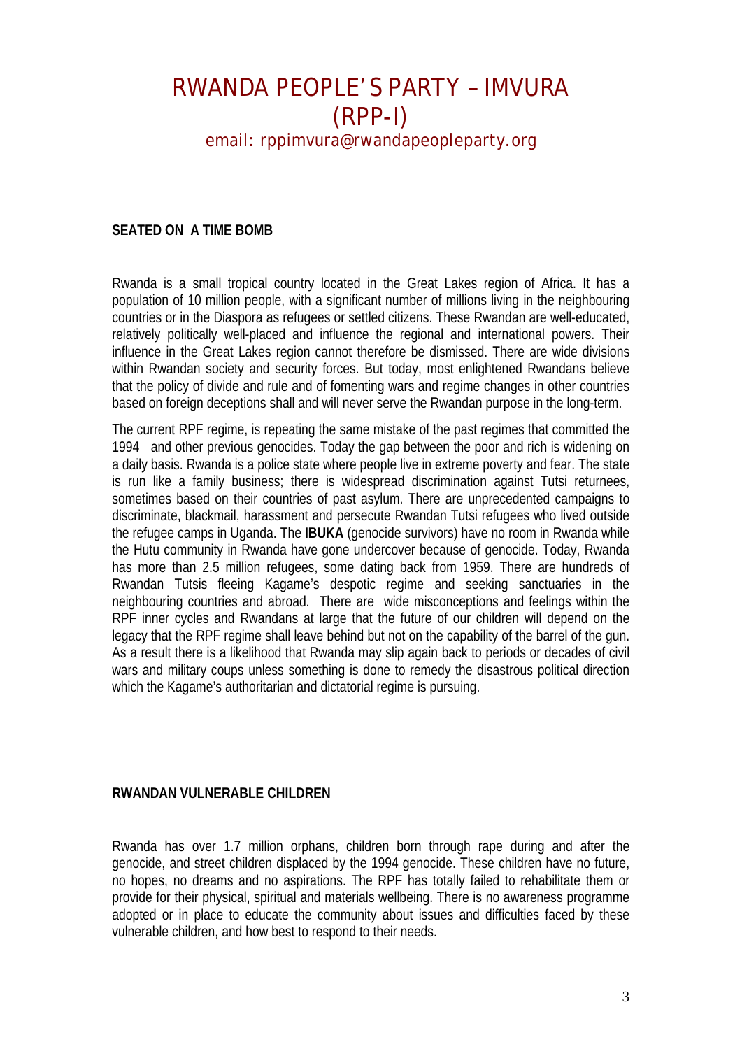# RWANDA PEOPLE'S PARTY – IMVURA (RPP-I)

email: rppimvura@rwandapeopleparty.org

**SEATED ON A TIME BOMB**

Rwanda is a small tropical country located in the Great Lakes region of Africa. It has a population of 10 million people, with a significant number of millions living in the neighbouring countries or in the Diaspora as refugees or settled citizens. These Rwandan are well-educated, relatively politically well-placed and influence the regional and international powers. Their influence in the Great Lakes region cannot therefore be dismissed. There are wide divisions within Rwandan society and security forces. But today, most enlightened Rwandans believe that the policy of divide and rule and of fomenting wars and regime changes in other countries based on foreign deceptions shall and will never serve the Rwandan purpose in the long-term.

The current RPF regime, is repeating the same mistake of the past regimes that committed the 1994 and other previous genocides. Today the gap between the poor and rich is widening on a daily basis. Rwanda is a police state where people live in extreme poverty and fear. The state is run like a family business; there is widespread discrimination against Tutsi returnees, sometimes based on their countries of past asylum. There are unprecedented campaigns to discriminate, blackmail, harassment and persecute Rwandan Tutsi refugees who lived outside the refugee camps in Uganda. The **IBUKA** (genocide survivors) have no room in Rwanda while the Hutu community in Rwanda have gone undercover because of genocide. Today, Rwanda has more than 2.5 million refugees, some dating back from 1959. There are hundreds of Rwandan Tutsis fleeing Kagame's despotic regime and seeking sanctuaries in the neighbouring countries and abroad. There are wide misconceptions and feelings within the RPF inner cycles and Rwandans at large that the future of our children will depend on the legacy that the RPF regime shall leave behind but not on the capability of the barrel of the gun. As a result there is a likelihood that Rwanda may slip again back to periods or decades of civil wars and military coups unless something is done to remedy the disastrous political direction which the Kagame's authoritarian and dictatorial regime is pursuing.

**RWANDAN VULNERABLE CHILDREN**

Rwanda has over 1.7 million orphans, children born through rape during and after the genocide, and street children displaced by the 1994 genocide. These children have no future, no hopes, no dreams and no aspirations. The RPF has totally failed to rehabilitate them or provide for their physical, spiritual and materials wellbeing. There is no awareness programme adopted or in place to educate the community about issues and difficulties faced by these vulnerable children, and how best to respond to their needs.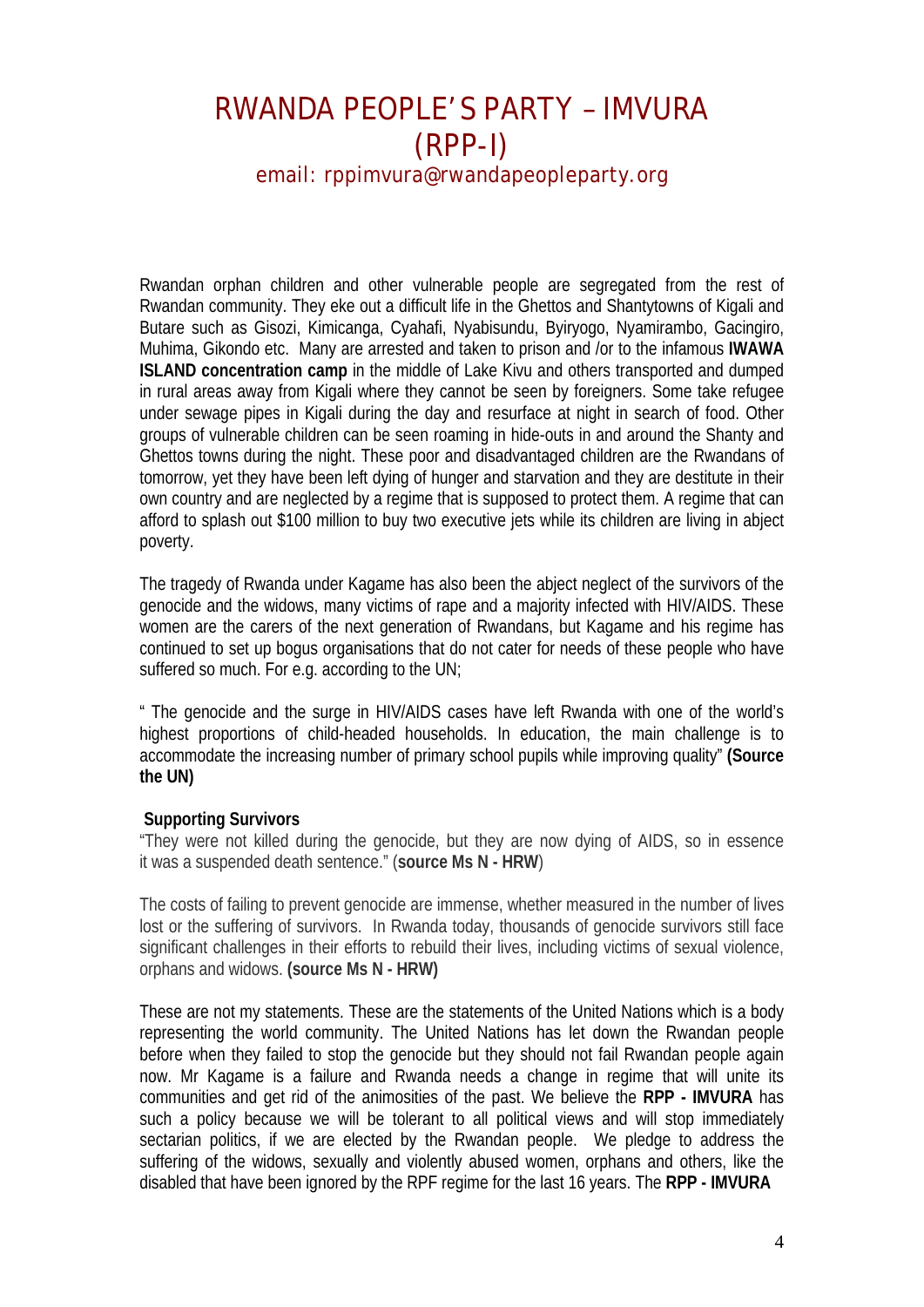# RWANDA PEOPLE'S PARTY – IMVURA (RPP-I)

email: rppimvura@rwandapeopleparty.org

Rwandan orphan children and other vulnerable people are segregated from the rest of Rwandan community. They eke out a difficult life in the Ghettos and Shantytowns of Kigali and Butare such as Gisozi, Kimicanga, Cyahafi, Nyabisundu, Byiryogo, Nyamirambo, Gacingiro, Muhima, Gikondo etc. Many are arrested and taken to prison and /or to the infamous **IWAWA ISLAND concentration camp** in the middle of Lake Kivu and others transported and dumped in rural areas away from Kigali where they cannot be seen by foreigners. Some take refugee under sewage pipes in Kigali during the day and resurface at night in search of food. Other groups of vulnerable children can be seen roaming in hide-outs in and around the Shanty and Ghettos towns during the night. These poor and disadvantaged children are the Rwandans of tomorrow, yet they have been left dying of hunger and starvation and they are destitute in their own country and are neglected by a regime that is supposed to protect them. A regime that can afford to splash out $100 million to buy two executive jets while its children are living in abject poverty.

The tragedy of Rwanda under Kagame has also been the abject neglect of the survivors of the genocide and the widows, many victims of rape and a majority infected with HIV/AIDS. These women are the carers of the next generation of Rwandans, but Kagame and his regime has continued to set up bogus organisations that do not cater for needs of these people who have suffered so much. For e.g. according to the UN;

" The genocide and the surge in HIV/AIDS cases have left Rwanda with one of the world's highest proportions of child-headed households. In education, the main challenge is to accommodate the increasing number of primary school pupils while improving quality" **(Source the UN)**

**Supporting Survivors**

"They were not killed during the genocide, but they are now dying of AIDS, so in essence it was a suspended death sentence." (**source Ms N - HRW**)

The costs of failing to prevent genocide are immense, whether measured in the number of lives lost or the suffering of survivors. In Rwanda today, thousands of genocide survivors still face significant challenges in their efforts to rebuild their lives, including victims of sexual violence, orphans and widows. **(source Ms N - HRW)**

These are not my statements. These are the statements of the United Nations which is a body representing the world community. The United Nations has let down the Rwandan people before when they failed to stop the genocide but they should not fail Rwandan people again now. Mr Kagame is a failure and Rwanda needs a change in regime that will unite its communities and get rid of the animosities of the past. We believe the **RPP - IMVURA** has such a policy because we will be tolerant to all political views and will stop immediately sectarian politics, if we are elected by the Rwandan people. We pledge to address the suffering of the widows, sexually and violently abused women, orphans and others, like the disabled that have been ignored by the RPF regime for the last 16 years. The **RPP - IMVURA**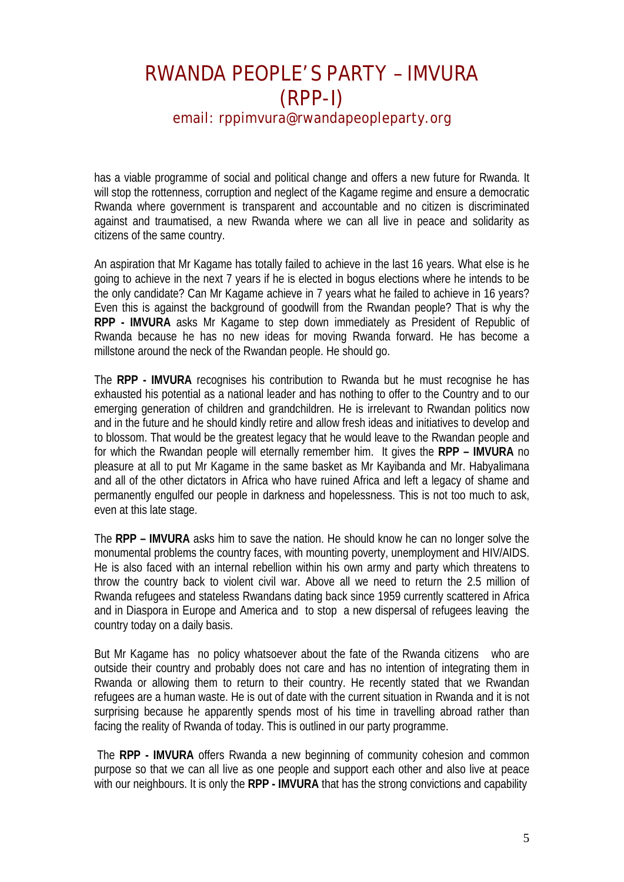has a viable programme of social and political change and offers a new future for Rwanda. It will stop the rottenness, corruption and neglect of the Kagame regime and ensure a democratic Rwanda where government is transparent and accountable and no citizen is discriminated against and traumatised, a new Rwanda where we can all live in peace and solidarity as citizens of the same country.

An aspiration that Mr Kagame has totally failed to achieve in the last 16 years. What else is he going to achieve in the next 7 years if he is elected in bogus elections where he intends to be the only candidate? Can Mr Kagame achieve in 7 years what he failed to achieve in 16 years? Even this is against the background of goodwill from the Rwandan people? That is why the **RPP - IMVURA** asks Mr Kagame to step down immediately as President of Republic of Rwanda because he has no new ideas for moving Rwanda forward. He has become a millstone around the neck of the Rwandan people. He should go.

The **RPP - IMVURA** recognises his contribution to Rwanda but he must recognise he has exhausted his potential as a national leader and has nothing to offer to the Country and to our emerging generation of children and grandchildren. He is irrelevant to Rwandan politics now and in the future and he should kindly retire and allow fresh ideas and initiatives to develop and to blossom. That would be the greatest legacy that he would leave to the Rwandan people and for which the Rwandan people will eternally remember him. It gives the **RPP – IMVURA** no pleasure at all to put Mr Kagame in the same basket as Mr Kayibanda and Mr. Habyalimana and all of the other dictators in Africa who have ruined Africa and left a legacy of shame and permanently engulfed our people in darkness and hopelessness. This is not too much to ask, even at this late stage.

The **RPP – IMVURA** asks him to save the nation. He should know he can no longer solve the monumental problems the country faces, with mounting poverty, unemployment and HIV/AIDS. He is also faced with an internal rebellion within his own army and party which threatens to throw the country back to violent civil war. Above all we need to return the 2.5 million of Rwanda refugees and stateless Rwandans dating back since 1959 currently scattered in Africa and in Diaspora in Europe and America and to stop a new dispersal of refugees leaving the country today on a daily basis.

But Mr Kagame has no policy whatsoever about the fate of the Rwanda citizens who are outside their country and probably does not care and has no intention of integrating them in Rwanda or allowing them to return to their country. He recently stated that we Rwandan refugees are a human waste. He is out of date with the current situation in Rwanda and it is not surprising because he apparently spends most of his time in travelling abroad rather than facing the reality of Rwanda of today. This is outlined in our party programme.

The **RPP - IMVURA** offers Rwanda a new beginning of community cohesion and common purpose so that we can all live as one people and support each other and also live at peace with our neighbours. It is only the **RPP - IMVURA** that has the strong convictions and capability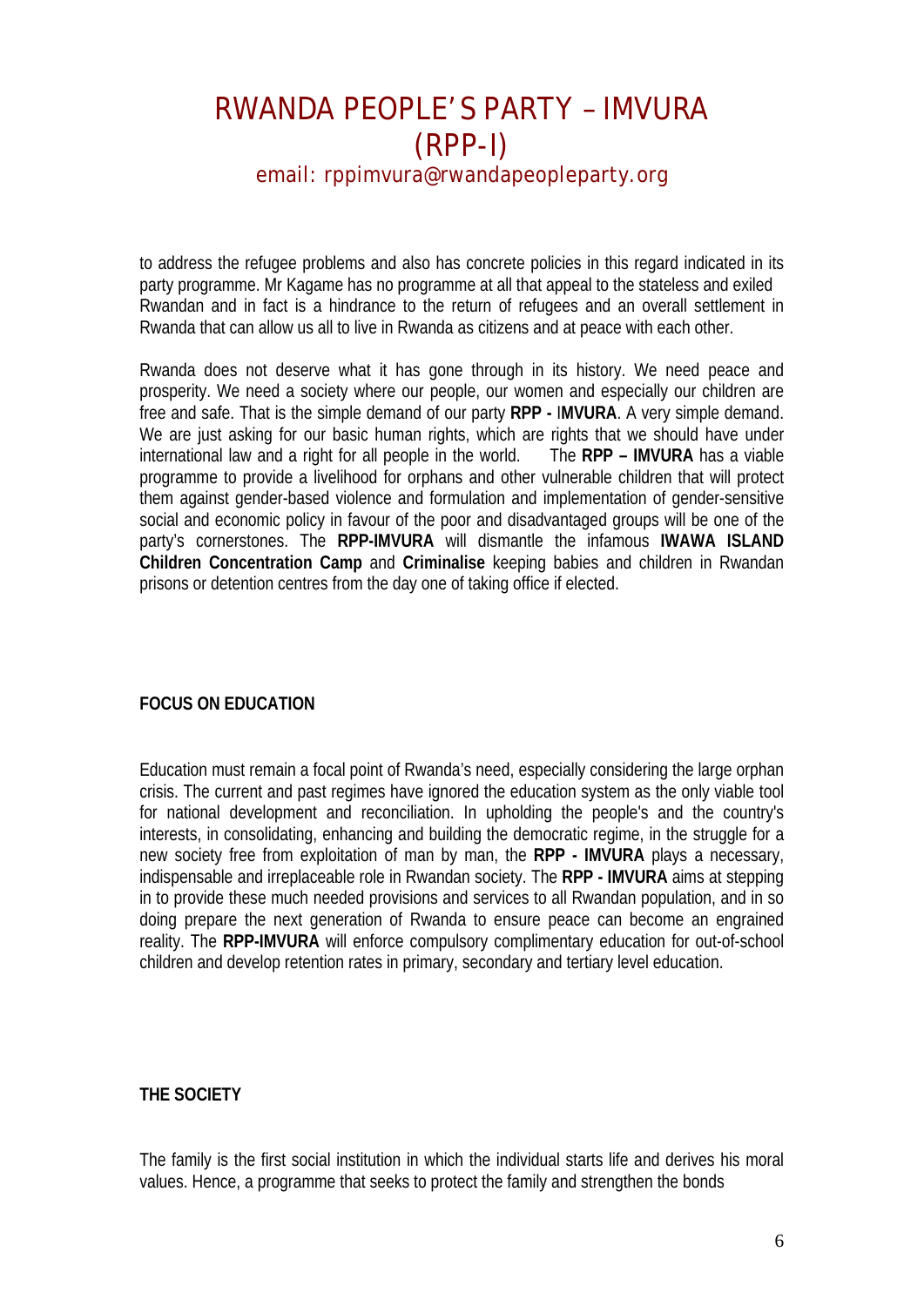to address the refugee problems and also has concrete policies in this regard indicated in its party programme. Mr Kagame has no programme at all that appeal to the stateless and exiled Rwandan and in fact is a hindrance to the return of refugees and an overall settlement in Rwanda that can allow us all to live in Rwanda as citizens and at peace with each other.

Rwanda does not deserve what it has gone through in its history. We need peace and prosperity. We need a society where our people, our women and especially our children are free and safe. That is the simple demand of our party **RPP - IMVURA**. A very simple demand. We are just asking for our basic human rights, which are rights that we should have under international law and a right for all people in the world. The **RPP – IMVURA** has a viable programme to provide a livelihood for orphans and other vulnerable children that will protect them against gender-based violence and formulation and implementation of gender-sensitive social and economic policy in favour of the poor and disadvantaged groups will be one of the party's cornerstones. The **RPP-IMVURA** will dismantle the infamous **IWAWA ISLAND Children Concentration Camp** and **Criminalise** keeping babies and children in Rwandan prisons or detention centres from the day one of taking office if elected.

**FOCUS ON EDUCATION**

Education must remain a focal point of Rwanda's need, especially considering the large orphan crisis. The current and past regimes have ignored the education system as the only viable tool for national development and reconciliation. In upholding the people's and the country's interests, in consolidating, enhancing and building the democratic regime, in the struggle for a new society free from exploitation of man by man, the **RPP - IMVURA** plays a necessary, indispensable and irreplaceable role in Rwandan society. The **RPP - IMVURA** aims at stepping in to provide these much needed provisions and services to all Rwandan population, and in so doing prepare the next generation of Rwanda to ensure peace can become an engrained reality. The **RPP-IMVURA** will enforce compulsory complimentary education for out-of-school children and develop retention rates in primary, secondary and tertiary level education.

**THE SOCIETY**

The family is the first social institution in which the individual starts life and derives his moral values. Hence, a programme that seeks to protect the family and strengthen the bonds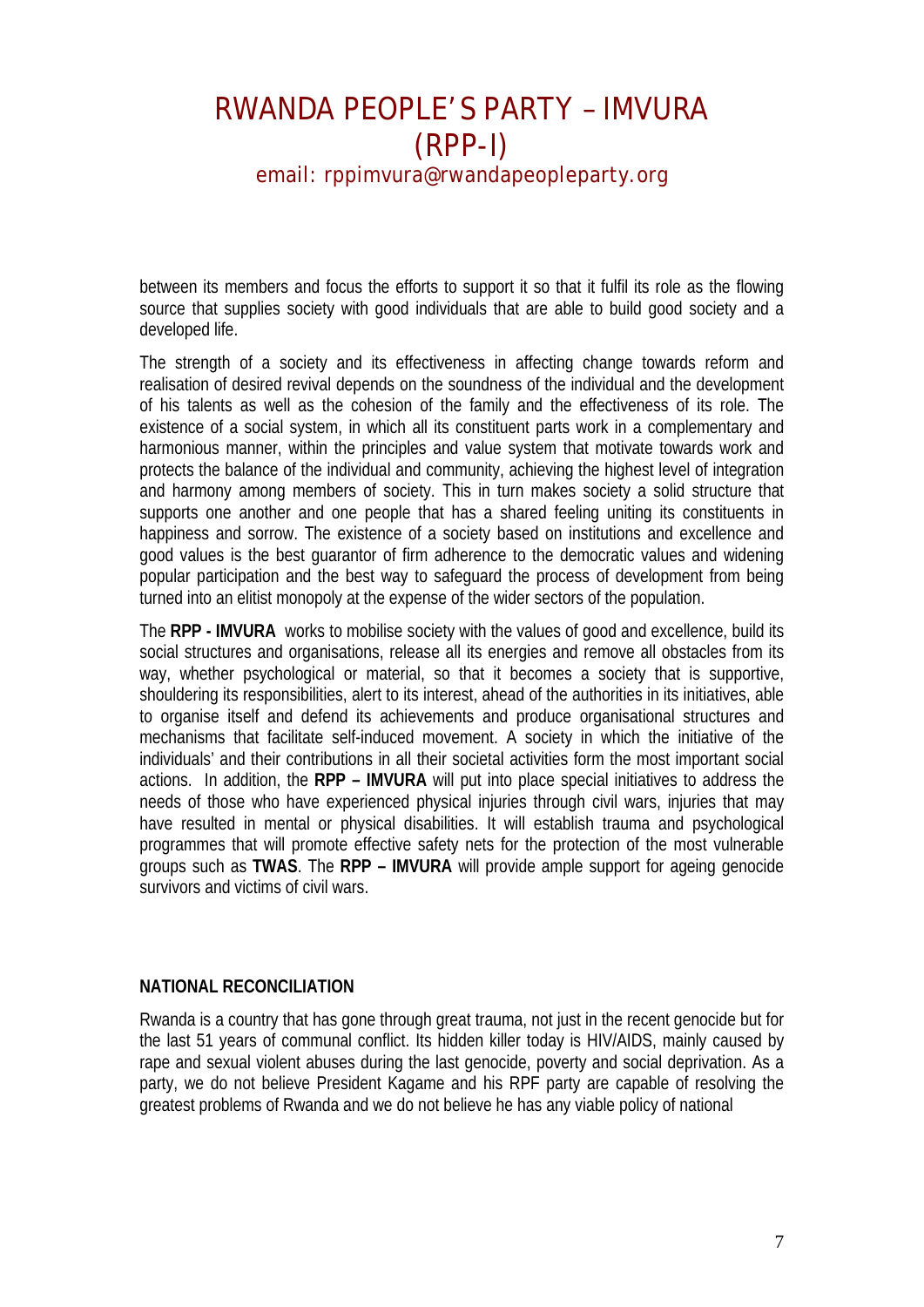between its members and focus the efforts to support it so that it fulfil its role as the flowing source that supplies society with good individuals that are able to build good society and a developed life.

The strength of a society and its effectiveness in affecting change towards reform and realisation of desired revival depends on the soundness of the individual and the development of his talents as well as the cohesion of the family and the effectiveness of its role. The existence of a social system, in which all its constituent parts work in a complementary and harmonious manner, within the principles and value system that motivate towards work and protects the balance of the individual and community, achieving the highest level of integration and harmony among members of society. This in turn makes society a solid structure that supports one another and one people that has a shared feeling uniting its constituents in happiness and sorrow. The existence of a society based on institutions and excellence and good values is the best guarantor of firm adherence to the democratic values and widening popular participation and the best way to safeguard the process of development from being turned into an elitist monopoly at the expense of the wider sectors of the population.

The **RPP - IMVURA** works to mobilise society with the values of good and excellence, build its social structures and organisations, release all its energies and remove all obstacles from its way, whether psychological or material, so that it becomes a society that is supportive, shouldering its responsibilities, alert to its interest, ahead of the authorities in its initiatives, able to organise itself and defend its achievements and produce organisational structures and mechanisms that facilitate self-induced movement. A society in which the initiative of the individuals' and their contributions in all their societal activities form the most important social actions. In addition, the **RPP – IMVURA** will put into place special initiatives to address the needs of those who have experienced physical injuries through civil wars, injuries that may have resulted in mental or physical disabilities. It will establish trauma and psychological programmes that will promote effective safety nets for the protection of the most vulnerable groups such as **TWAS**. The **RPP – IMVURA** will provide ample support for ageing genocide survivors and victims of civil wars.

## NATIONAL RECONCILIATION

Rwanda is a country that has gone through great trauma, not just in the recent genocide but for the last 51 years of communal conflict. Its hidden killer today is HIV/AIDS, mainly caused by rape and sexual violent abuses during the last genocide, poverty and social deprivation. As a party, we do not believe President Kagame and his RPF party are capable of resolving the greatest problems of Rwanda and we do not believe he has any viable policy of national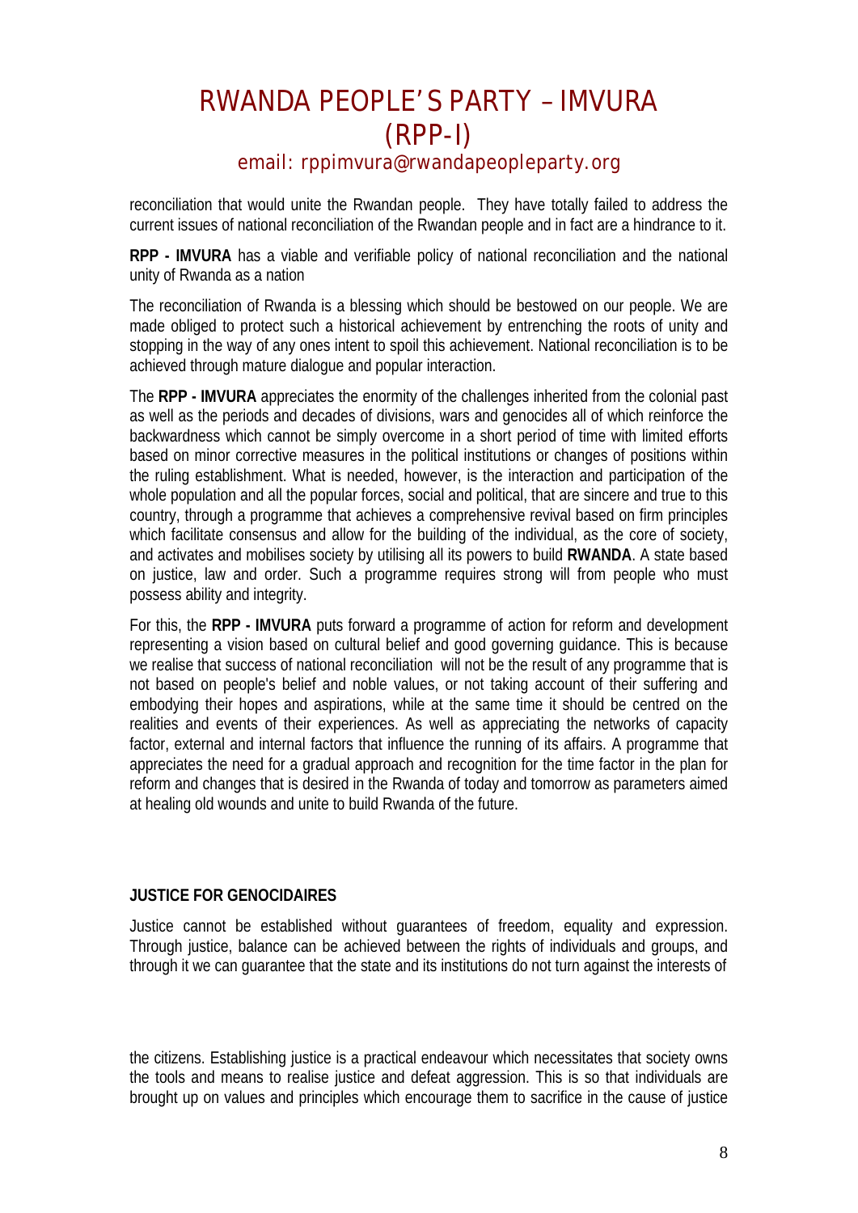reconciliation that would unite the Rwandan people. They have totally failed to address the current issues of national reconciliation of the Rwandan people and in fact are a hindrance to it.

**RPP - IMVURA** has a viable and verifiable policy of national reconciliation and the national unity of Rwanda as a nation

The reconciliation of Rwanda is a blessing which should be bestowed on our people. We are made obliged to protect such a historical achievement by entrenching the roots of unity and stopping in the way of any ones intent to spoil this achievement. National reconciliation is to be achieved through mature dialogue and popular interaction.

The **RPP - IMVURA** appreciates the enormity of the challenges inherited from the colonial past as well as the periods and decades of divisions, wars and genocides all of which reinforce the backwardness which cannot be simply overcome in a short period of time with limited efforts based on minor corrective measures in the political institutions or changes of positions within the ruling establishment. What is needed, however, is the interaction and participation of the whole population and all the popular forces, social and political, that are sincere and true to this country, through a programme that achieves a comprehensive revival based on firm principles which facilitate consensus and allow for the building of the individual, as the core of society, and activates and mobilises society by utilising all its powers to build **RWANDA**. A state based on justice, law and order. Such a programme requires strong will from people who must possess ability and integrity.

For this, the **RPP - IMVURA** puts forward a programme of action for reform and development representing a vision based on cultural belief and good governing guidance. This is because we realise that success of national reconciliation will not be the result of any programme that is not based on people's belief and noble values, or not taking account of their suffering and embodying their hopes and aspirations, while at the same time it should be centred on the realities and events of their experiences. As well as appreciating the networks of capacity factor, external and internal factors that influence the running of its affairs. A programme that appreciates the need for a gradual approach and recognition for the time factor in the plan for reform and changes that is desired in the Rwanda of today and tomorrow as parameters aimed at healing old wounds and unite to build Rwanda of the future.

**JUSTICE FOR GENOCIDAIRES**

Justice cannot be established without guarantees of freedom, equality and expression. Through justice, balance can be achieved between the rights of individuals and groups, and through it we can guarantee that the state and its institutions do not turn against the interests of the citizens. Establishing justice is a practical endeavour which necessitates that society owns the tools and means to realise justice and defeat aggression. This is so that individuals are brought up on values and principles which encourage them to sacrifice in the cause of justice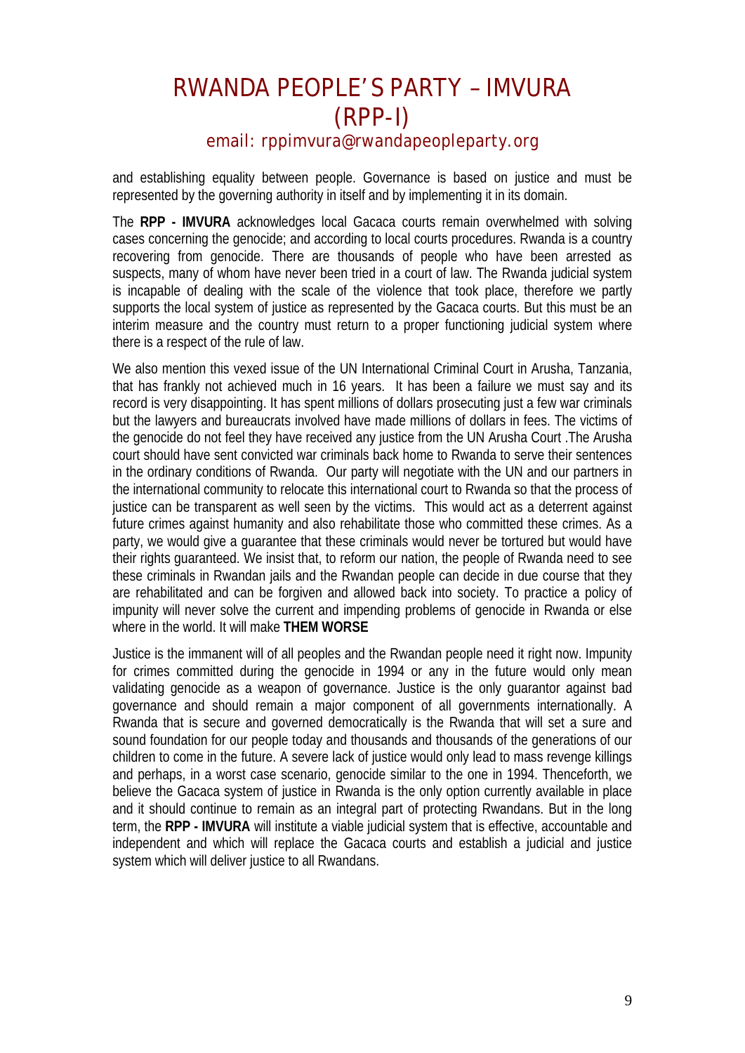and establishing equality between people. Governance is based on justice and must be represented by the governing authority in itself and by implementing it in its domain.

The **RPP - IMVURA** acknowledges local Gacaca courts remain overwhelmed with solving cases concerning the genocide; and according to local courts procedures. Rwanda is a country recovering from genocide. There are thousands of people who have been arrested as suspects, many of whom have never been tried in a court of law. The Rwanda judicial system is incapable of dealing with the scale of the violence that took place, therefore we partly supports the local system of justice as represented by the Gacaca courts. But this must be an interim measure and the country must return to a proper functioning judicial system where there is a respect of the rule of law.

We also mention this vexed issue of the UN International Criminal Court in Arusha, Tanzania, that has frankly not achieved much in 16 years. It has been a failure we must say and its record is very disappointing. It has spent millions of dollars prosecuting just a few war criminals but the lawyers and bureaucrats involved have made millions of dollars in fees. The victims of the genocide do not feel they have received any justice from the UN Arusha Court .The Arusha court should have sent convicted war criminals back home to Rwanda to serve their sentences in the ordinary conditions of Rwanda. Our party will negotiate with the UN and our partners in the international community to relocate this international court to Rwanda so that the process of justice can be transparent as well seen by the victims. This would act as a deterrent against future crimes against humanity and also rehabilitate those who committed these crimes. As a party, we would give a guarantee that these criminals would never be tortured but would have their rights guaranteed. We insist that, to reform our nation, the people of Rwanda need to see these criminals in Rwandan jails and the Rwandan people can decide in due course that they are rehabilitated and can be forgiven and allowed back into society. To practice a policy of impunity will never solve the current and impending problems of genocide in Rwanda or else where in the world. It will make **THEM WORSE**

Justice is the immanent will of all peoples and the Rwandan people need it right now. Impunity for crimes committed during the genocide in 1994 or any in the future would only mean validating genocide as a weapon of governance. Justice is the only guarantor against bad governance and should remain a major component of all governments internationally. A Rwanda that is secure and governed democratically is the Rwanda that will set a sure and sound foundation for our people today and thousands and thousands of the generations of our children to come in the future. A severe lack of justice would only lead to mass revenge killings and perhaps, in a worst case scenario, genocide similar to the one in 1994. Thenceforth, we believe the Gacaca system of justice in Rwanda is the only option currently available in place and it should continue to remain as an integral part of protecting Rwandans. But in the long term, the **RPP - IMVURA** will institute a viable judicial system that is effective, accountable and independent and which will replace the Gacaca courts and establish a judicial and justice system which will deliver justice to all Rwandans.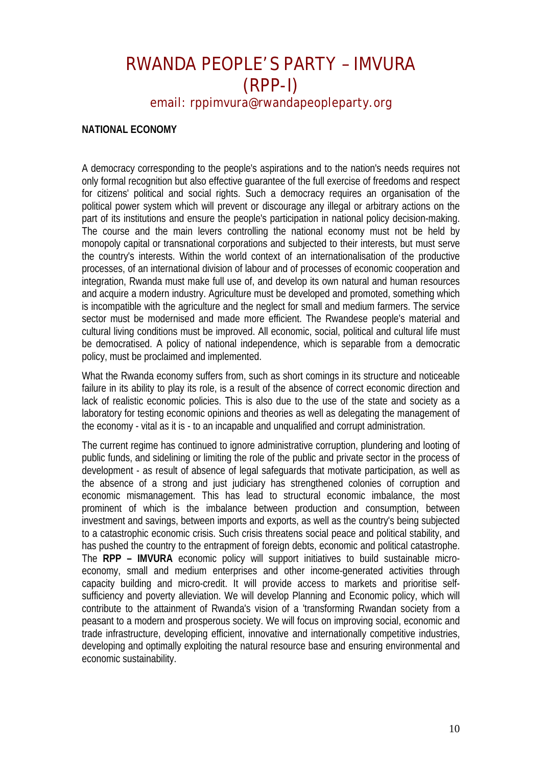# RWANDA PEOPLE'S PARTY – IMVURA (RPP-I)

email: rppimvura@rwandapeopleparty.org

**NATIONAL ECONOMY**

A democracy corresponding to the people's aspirations and to the nation's needs requires not only formal recognition but also effective guarantee of the full exercise of freedoms and respect for citizens' political and social rights. Such a democracy requires an organisation of the political power system which will prevent or discourage any illegal or arbitrary actions on the part of its institutions and ensure the people's participation in national policy decision-making. The course and the main levers controlling the national economy must not be held by monopoly capital or transnational corporations and subjected to their interests, but must serve the country's interests. Within the world context of an internationalisation of the productive processes, of an international division of labour and of processes of economic cooperation and integration, Rwanda must make full use of, and develop its own natural and human resources and acquire a modern industry. Agriculture must be developed and promoted, something which is incompatible with the agriculture and the neglect for small and medium farmers. The service sector must be modernised and made more efficient. The Rwandese people's material and cultural living conditions must be improved. All economic, social, political and cultural life must be democratised. A policy of national independence, which is separable from a democratic policy, must be proclaimed and implemented.

What the Rwanda economy suffers from, such as short comings in its structure and noticeable failure in its ability to play its role, is a result of the absence of correct economic direction and lack of realistic economic policies. This is also due to the use of the state and society as a laboratory for testing economic opinions and theories as well as delegating the management of the economy - vital as it is - to an incapable and unqualified and corrupt administration.

The current regime has continued to ignore administrative corruption, plundering and looting of public funds, and sidelining or limiting the role of the public and private sector in the process of development - as result of absence of legal safeguards that motivate participation, as well as the absence of a strong and just judiciary has strengthened colonies of corruption and economic mismanagement. This has lead to structural economic imbalance, the most prominent of which is the imbalance between production and consumption, between investment and savings, between imports and exports, as well as the country's being subjected to a catastrophic economic crisis. Such crisis threatens social peace and political stability, and has pushed the country to the entrapment of foreign debts, economic and political catastrophe. The **RPP – IMVURA** economic policy will support initiatives to build sustainable micro-economy, small and medium enterprises and other income-generated activities through capacity building and micro-credit. It will provide access to markets and prioritise self-sufficiency and poverty alleviation. We will develop Planning and Economic policy, which will contribute to the attainment of Rwanda's vision of a 'transforming Rwandan society from a peasant to a modern and prosperous society. We will focus on improving social, economic and trade infrastructure, developing efficient, innovative and internationally competitive industries, developing and optimally exploiting the natural resource base and ensuring environmental and economic sustainability.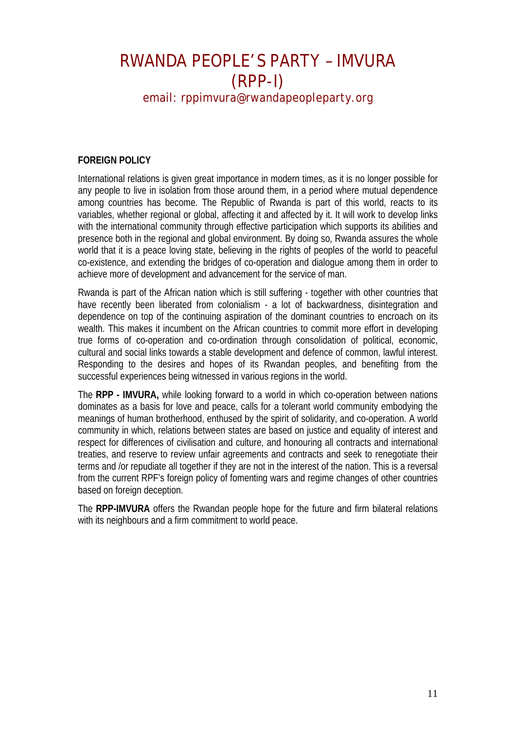# RWANDA PEOPLE'S PARTY – IMVURA (RPP-I)

email: rppimvura@rwandapeopleparty.org

**FOREIGN POLICY**

International relations is given great importance in modern times, as it is no longer possible for any people to live in isolation from those around them, in a period where mutual dependence among countries has become. The Republic of Rwanda is part of this world, reacts to its variables, whether regional or global, affecting it and affected by it. It will work to develop links with the international community through effective participation which supports its abilities and presence both in the regional and global environment. By doing so, Rwanda assures the whole world that it is a peace loving state, believing in the rights of peoples of the world to peaceful co-existence, and extending the bridges of co-operation and dialogue among them in order to achieve more of development and advancement for the service of man.

Rwanda is part of the African nation which is still suffering - together with other countries that have recently been liberated from colonialism - a lot of backwardness, disintegration and dependence on top of the continuing aspiration of the dominant countries to encroach on its wealth. This makes it incumbent on the African countries to commit more effort in developing true forms of co-operation and co-ordination through consolidation of political, economic, cultural and social links towards a stable development and defence of common, lawful interest. Responding to the desires and hopes of its Rwandan peoples, and benefiting from the successful experiences being witnessed in various regions in the world.

The **RPP - IMVURA,** while looking forward to a world in which co-operation between nations dominates as a basis for love and peace, calls for a tolerant world community embodying the meanings of human brotherhood, enthused by the spirit of solidarity, and co-operation. A world community in which, relations between states are based on justice and equality of interest and respect for differences of civilisation and culture, and honouring all contracts and international treaties, and reserve to review unfair agreements and contracts and seek to renegotiate their terms and /or repudiate all together if they are not in the interest of the nation. This is a reversal from the current RPF's foreign policy of fomenting wars and regime changes of other countries based on foreign deception.

The **RPP-IMVURA** offers the Rwandan people hope for the future and firm bilateral relations with its neighbours and a firm commitment to world peace.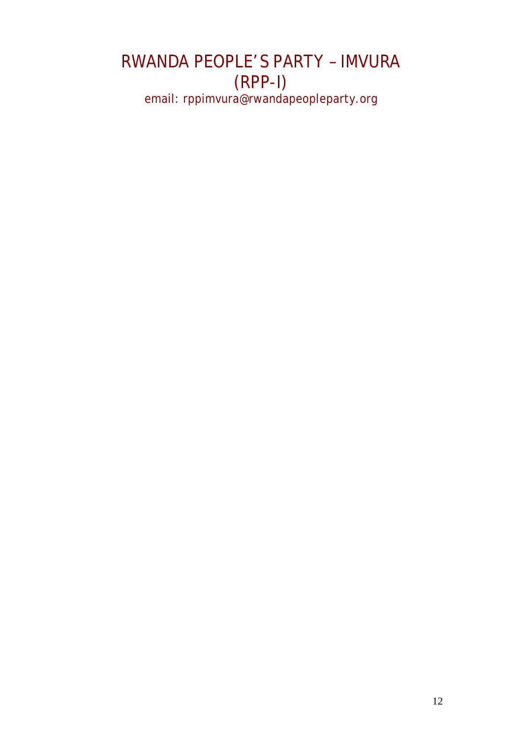# RWANDA PEOPLE'S PARTY – IMVURA (RPP-I)

email: rppimvura@rwandapeopleparty.org